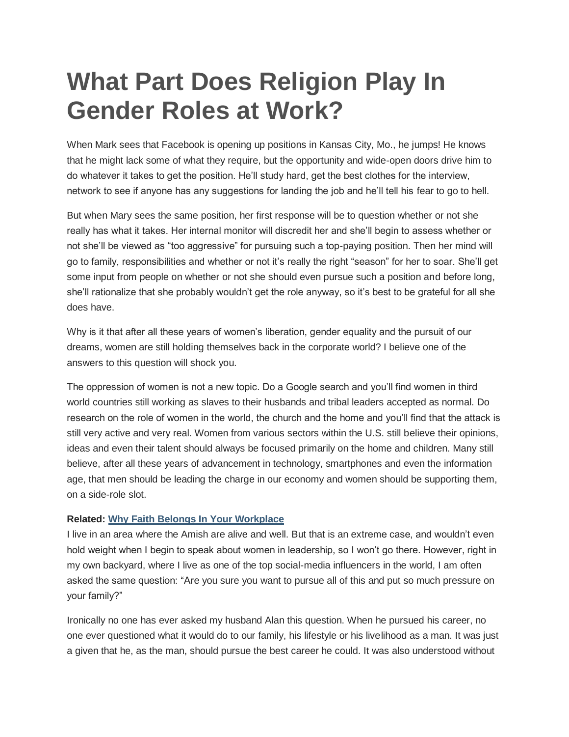# What Part Does Religion Play In Gender Roles at Work?

When Mark sees that Facebook is opening up positions in Kansas City, Mo., he jumps! He knows that he might lack some of what they require, but the opportunity and wide-open doors drive him to do whatever it takes to get the position. He'll study hard, get the best clothes for the interview, network to see if anyone has any suggestions for landing the job and he'll tell his fear to go to hell.

But when Mary sees the same position, her first response will be to question whether or not she really has what it takes. Her internal monitor will discredit her and she'll begin to assess whether or not she'll be viewed as "too aggressive" for pursuing such a top-paying position. Then her mind will go to family, responsibilities and whether or not it's really the right "season" for her to soar. She'll get some input from people on whether or not she should even pursue such a position and before long, she'll rationalize that she probably wouldn't get the role anyway, so it's best to be grateful for all she does have.

Why is it that after all these years of women's liberation, gender equality and the pursuit of our dreams, women are still holding themselves back in the corporate world? I believe one of the answers to this question will shock you.

The oppression of women is not a new topic. Do a Google search and you'll find women in third world countries still working as slaves to their husbands and tribal leaders accepted as normal. Do research on the role of women in the world, the church and the home and you'll find that the attack is still very active and very real. Women from various sectors within the U.S. still believe their opinions, ideas and even their talent should always be focused primarily on the home and children. Many still believe, after all these years of advancement in technology, smartphones and even the information age, that men should be leading the charge in our economy and women should be supporting them, on a side-role slot.

**Related: Why Faith Belongs In Your Workplace**

I live in an area where the Amish are alive and well. But that is an extreme case, and wouldn't even hold weight when I begin to speak about women in leadership, so I won't go there. However, right in my own backyard, where I live as one of the top social-media influencers in the world, I am often asked the same question: "Are you sure you want to pursue all of this and put so much pressure on your family?"

Ironically no one has ever asked my husband Alan this question. When he pursued his career, no one ever questioned what it would do to our family, his lifestyle or his livelihood as a man. It was just a given that he, as the man, should pursue the best career he could. It was also understood without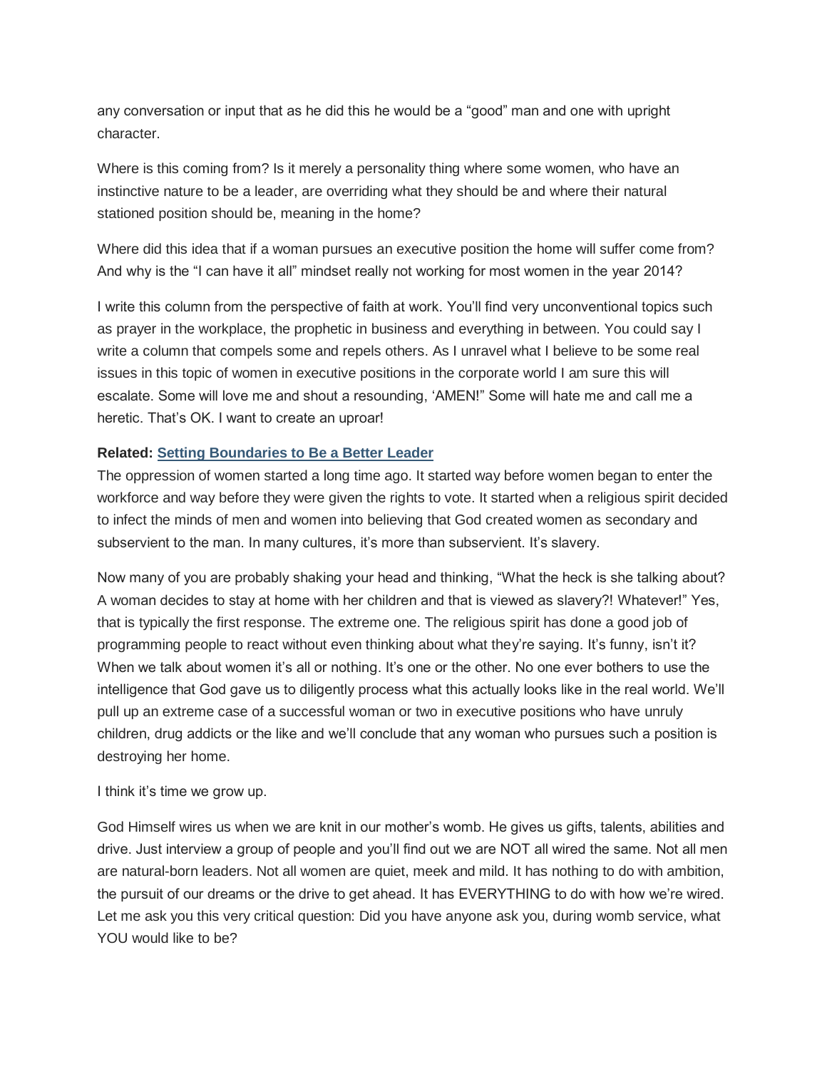any conversation or input that as he did this he would be a "good" man and one with upright character.

Where is this coming from? Is it merely a personality thing where some women, who have an instinctive nature to be a leader, are overriding what they should be and where their natural stationed position should be, meaning in the home?

Where did this idea that if a woman pursues an executive position the home will suffer come from? And why is the "I can have it all" mindset really not working for most women in the year 2014?

I write this column from the perspective of faith at work. You'll find very unconventional topics such as prayer in the workplace, the prophetic in business and everything in between. You could say I write a column that compels some and repels others. As I unravel what I believe to be some real issues in this topic of women in executive positions in the corporate world I am sure this will escalate. Some will love me and shout a resounding, 'AMEN!" Some will hate me and call me a heretic. That's OK. I want to create an uproar!

**Related: Setting Boundaries to Be a Better Leader**

The oppression of women started a long time ago. It started way before women began to enter the workforce and way before they were given the rights to vote. It started when a religious spirit decided to infect the minds of men and women into believing that God created women as secondary and subservient to the man. In many cultures, it's more than subservient. It's slavery.

Now many of you are probably shaking your head and thinking, "What the heck is she talking about? A woman decides to stay at home with her children and that is viewed as slavery?! Whatever!" Yes, that is typically the first response. The extreme one. The religious spirit has done a good job of programming people to react without even thinking about what they're saying. It's funny, isn't it? When we talk about women it's all or nothing. It's one or the other. No one ever bothers to use the intelligence that God gave us to diligently process what this actually looks like in the real world. We'll pull up an extreme case of a successful woman or two in executive positions who have unruly children, drug addicts or the like and we'll conclude that any woman who pursues such a position is destroying her home.

I think it's time we grow up.

God Himself wires us when we are knit in our mother's womb. He gives us gifts, talents, abilities and drive. Just interview a group of people and you'll find out we are NOT all wired the same. Not all men are natural-born leaders. Not all women are quiet, meek and mild. It has nothing to do with ambition, the pursuit of our dreams or the drive to get ahead. It has EVERYTHING to do with how we're wired. Let me ask you this very critical question: Did you have anyone ask you, during womb service, what YOU would like to be?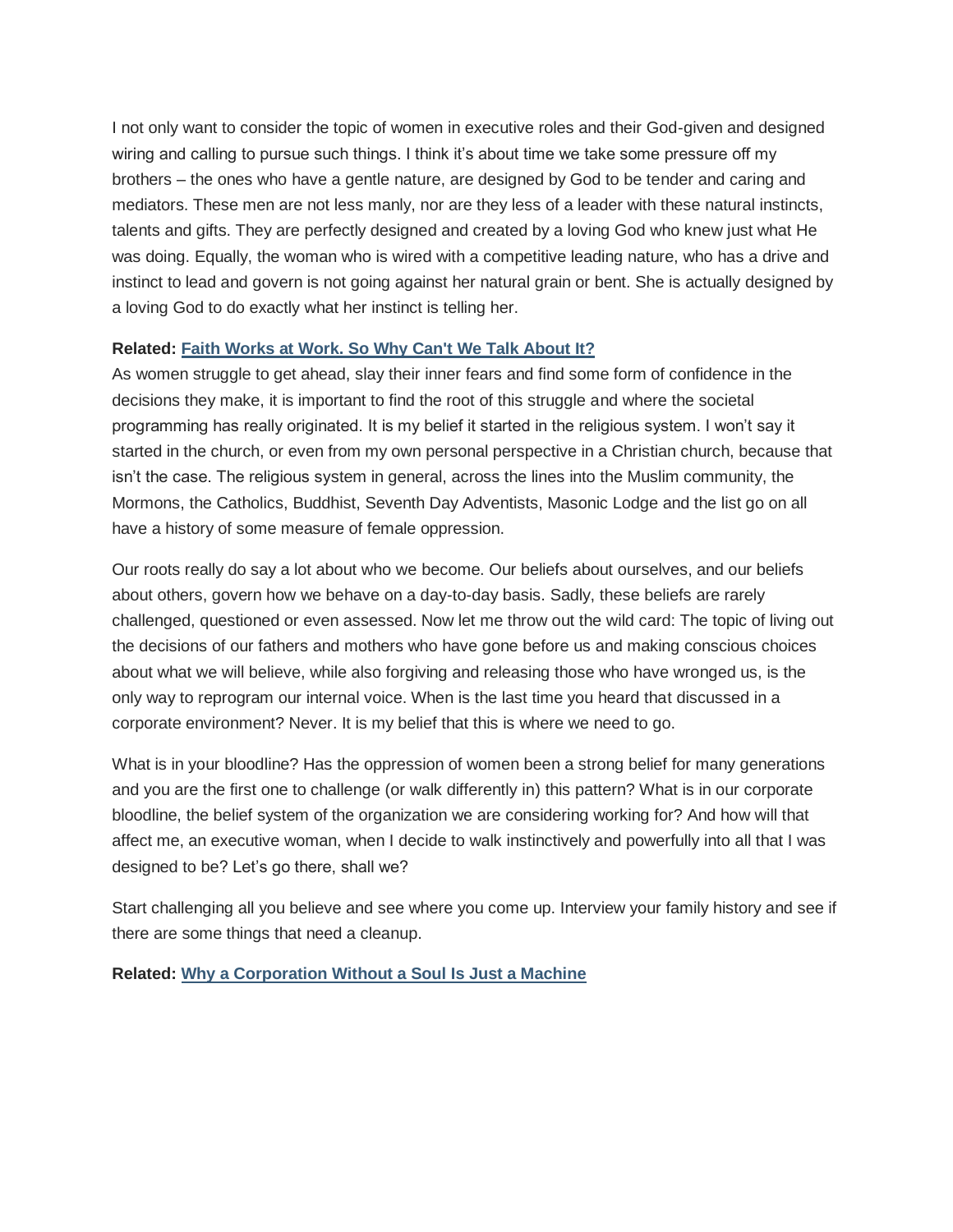I not only want to consider the topic of women in executive roles and their God-given and designed wiring and calling to pursue such things. I think it's about time we take some pressure off my brothers – the ones who have a gentle nature, are designed by God to be tender and caring and mediators. These men are not less manly, nor are they less of a leader with these natural instincts, talents and gifts. They are perfectly designed and created by a loving God who knew just what He was doing. Equally, the woman who is wired with a competitive leading nature, who has a drive and instinct to lead and govern is not going against her natural grain or bent. She is actually designed by a loving God to do exactly what her instinct is telling her.

**Related: [Faith Works at Work. So Why Can't We Talk About It?]()**

As women struggle to get ahead, slay their inner fears and find some form of confidence in the decisions they make, it is important to find the root of this struggle and where the societal programming has really originated. It is my belief it started in the religious system. I won't say it started in the church, or even from my own personal perspective in a Christian church, because that isn't the case. The religious system in general, across the lines into the Muslim community, the Mormons, the Catholics, Buddhist, Seventh Day Adventists, Masonic Lodge and the list go on all have a history of some measure of female oppression.

Our roots really do say a lot about who we become. Our beliefs about ourselves, and our beliefs about others, govern how we behave on a day-to-day basis. Sadly, these beliefs are rarely challenged, questioned or even assessed. Now let me throw out the wild card: The topic of living out the decisions of our fathers and mothers who have gone before us and making conscious choices about what we will believe, while also forgiving and releasing those who have wronged us, is the only way to reprogram our internal voice. When is the last time you heard that discussed in a corporate environment? Never. It is my belief that this is where we need to go.

What is in your bloodline? Has the oppression of women been a strong belief for many generations and you are the first one to challenge (or walk differently in) this pattern? What is in our corporate bloodline, the belief system of the organization we are considering working for? And how will that affect me, an executive woman, when I decide to walk instinctively and powerfully into all that I was designed to be? Let's go there, shall we?

Start challenging all you believe and see where you come up. Interview your family history and see if there are some things that need a cleanup.

**Related: [Why a Corporation Without a Soul Is Just a Machine]()**